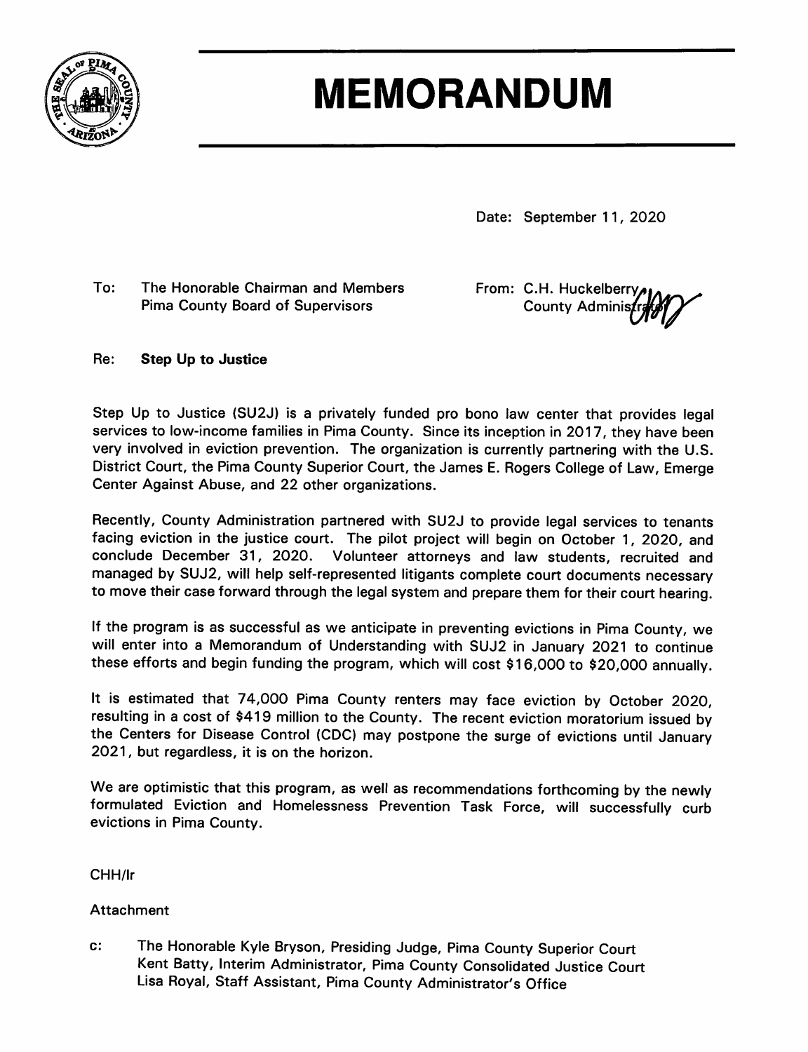#### MEMORANDUM

Date: September 11, 2020

To: The Honorable Chairman and Members
Pima County Board of Supervisors

From: C.H. Huckelberry
County Administrator

Re: **Step Up to Justice**

Step Up to Justice (SU2J) is a privately funded pro bono law center that provides legal services to low-income families in Pima County. Since its inception in 2017, they have been very involved in eviction prevention. The organization is currently partnering with the U.S. District Court, the Pima County Superior Court, the James E. Rogers College of Law, Emerge Center Against Abuse, and 22 other organizations.

Recently, County Administration partnered with SU2J to provide legal services to tenants facing eviction in the justice court. The pilot project will begin on October 1, 2020, and conclude December 31, 2020. Volunteer attorneys and law students, recruited and managed by SUJ2, will help self-represented litigants complete court documents necessary to move their case forward through the legal system and prepare them for their court hearing.

If the program is as successful as we anticipate in preventing evictions in Pima County, we will enter into a Memorandum of Understanding with SUJ2 in January 2021 to continue these efforts and begin funding the program, which will cost $16,000 to $20,000 annually.

It is estimated that 74,000 Pima County renters may face eviction by October 2020, resulting in a cost of $419 million to the County. The recent eviction moratorium issued by the Centers for Disease Control (CDC) may postpone the surge of evictions until January 2021, but regardless, it is on the horizon.

We are optimistic that this program, as well as recommendations forthcoming by the newly formulated Eviction and Homelessness Prevention Task Force, will successfully curb evictions in Pima County.

CHH/lr

Attachment

c: The Honorable Kyle Bryson, Presiding Judge, Pima County Superior Court
Kent Batty, Interim Administrator, Pima County Consolidated Justice Court
Lisa Royal, Staff Assistant, Pima County Administrator's Office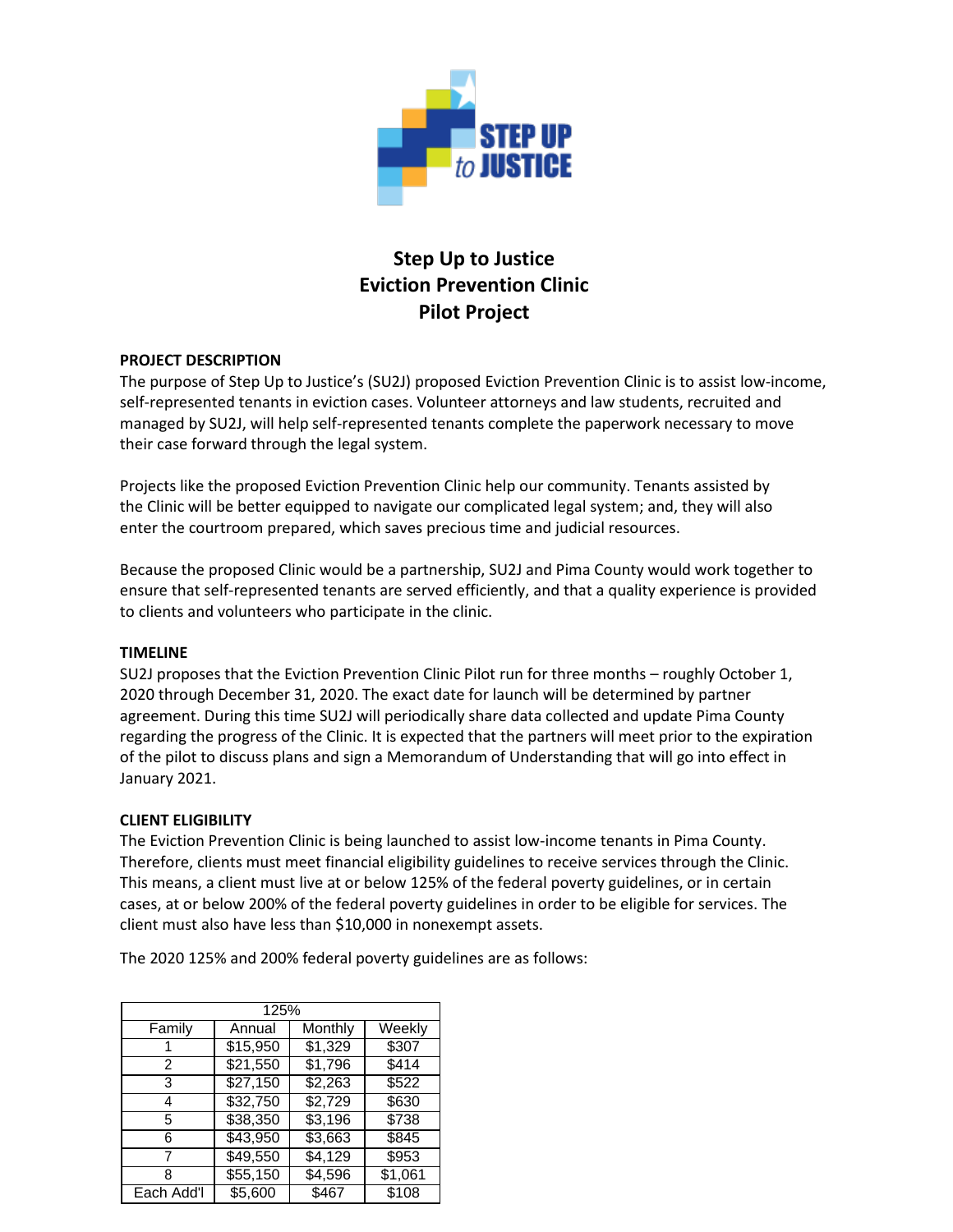# Step Up to Justice
# Eviction Prevention Clinic
# Pilot Project

**PROJECT DESCRIPTION**

The purpose of Step Up to Justice's (SU2J) proposed Eviction Prevention Clinic is to assist low-income, self-represented tenants in eviction cases. Volunteer attorneys and law students, recruited and managed by SU2J, will help self-represented tenants complete the paperwork necessary to move their case forward through the legal system.

Projects like the proposed Eviction Prevention Clinic help our community. Tenants assisted by the Clinic will be better equipped to navigate our complicated legal system; and, they will also enter the courtroom prepared, which saves precious time and judicial resources.

Because the proposed Clinic would be a partnership, SU2J and Pima County would work together to ensure that self-represented tenants are served efficiently, and that a quality experience is provided to clients and volunteers who participate in the clinic.

**TIMELINE**

SU2J proposes that the Eviction Prevention Clinic Pilot run for three months – roughly October 1, 2020 through December 31, 2020. The exact date for launch will be determined by partner agreement. During this time SU2J will periodically share data collected and update Pima County regarding the progress of the Clinic. It is expected that the partners will meet prior to the expiration of the pilot to discuss plans and sign a Memorandum of Understanding that will go into effect in January 2021.

**CLIENT ELIGIBILITY**

The Eviction Prevention Clinic is being launched to assist low-income tenants in Pima County. Therefore, clients must meet financial eligibility guidelines to receive services through the Clinic. This means, a client must live at or below 125% of the federal poverty guidelines, or in certain cases, at or below 200% of the federal poverty guidelines in order to be eligible for services. The client must also have less than $10,000 in nonexempt assets.

The 2020 125% and 200% federal poverty guidelines are as follows:

| 125% | | | |
|---|---|---|---|
| Family | Annual | Monthly | Weekly |
| 1 | $15,950 | $1,329 | $307 |
| 2 | $21,550 | $1,796 | $414 |
| 3 | $27,150 | $2,263 | $522 |
| 4 | $32,750 | $2,729 | $630 |
| 5 | $38,350 | $3,196 | $738 |
| 6 | $43,950 | $3,663 | $845 |
| 7 | $49,550 | $4,129 | $953 |
| 8 | $55,150 | $4,596 | $1,061 |
| Each Add'l | $5,600 | $467 | $108 |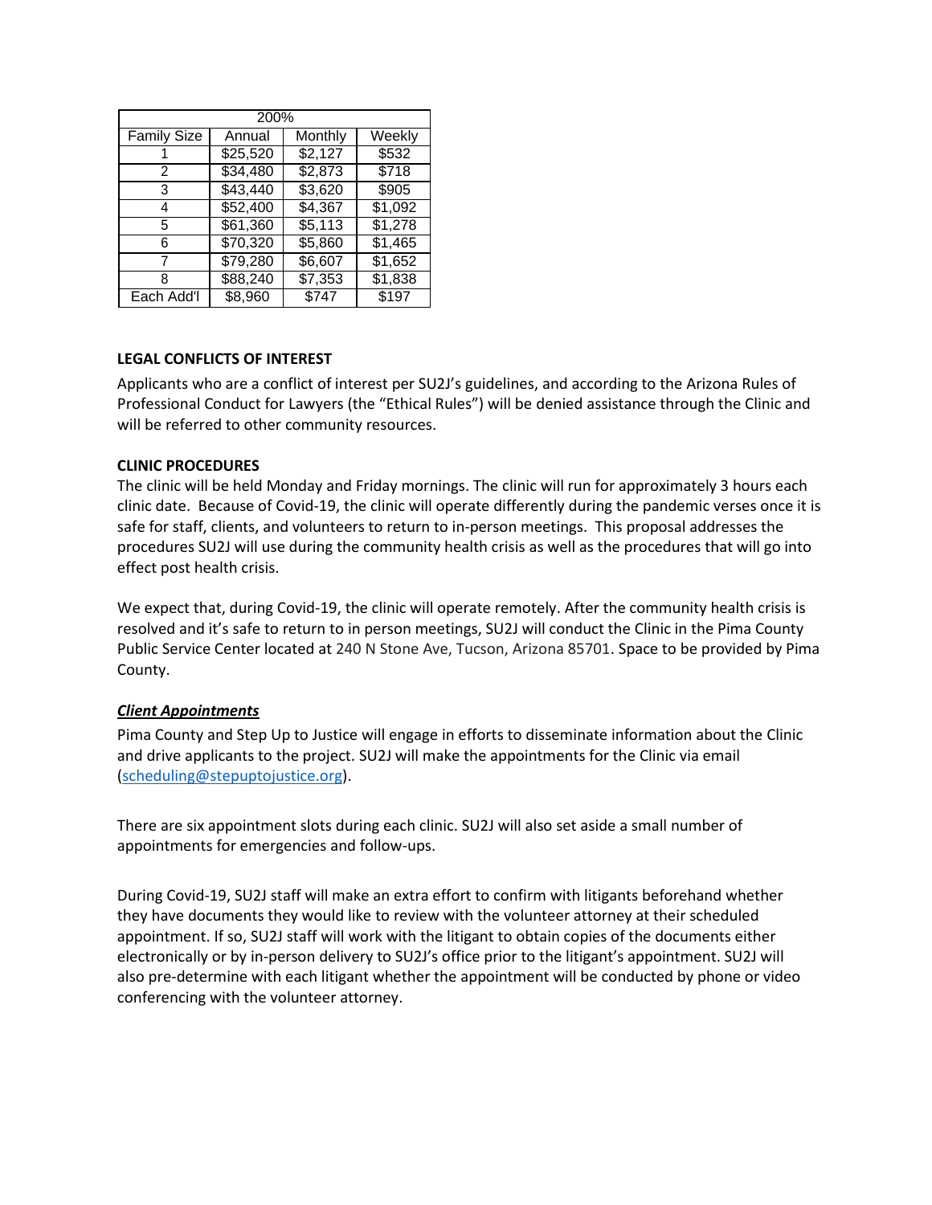| 200% | | | |
|---|---|---|---|
| Family Size | Annual | Monthly | Weekly |
| 1 | $25,520 | $2,127 | $532 |
| 2 | $34,480 | $2,873 | $718 |
| 3 | $43,440 | $3,620 | $905 |
| 4 | $52,400 | $4,367 | $1,092 |
| 5 | $61,360 | $5,113 | $1,278 |
| 6 | $70,320 | $5,860 | $1,465 |
| 7 | $79,280 | $6,607 | $1,652 |
| 8 | $88,240 | $7,353 | $1,838 |
| Each Add'l | $8,960 | $747 | $197 |

**LEGAL CONFLICTS OF INTEREST**

Applicants who are a conflict of interest per SU2J's guidelines, and according to the Arizona Rules of Professional Conduct for Lawyers (the "Ethical Rules") will be denied assistance through the Clinic and will be referred to other community resources.

**CLINIC PROCEDURES**

The clinic will be held Monday and Friday mornings. The clinic will run for approximately 3 hours each clinic date. Because of Covid-19, the clinic will operate differently during the pandemic verses once it is safe for staff, clients, and volunteers to return to in-person meetings. This proposal addresses the procedures SU2J will use during the community health crisis as well as the procedures that will go into effect post health crisis.

We expect that, during Covid-19, the clinic will operate remotely. After the community health crisis is resolved and it's safe to return to in person meetings, SU2J will conduct the Clinic in the Pima County Public Service Center located at 240 N Stone Ave, Tucson, Arizona 85701. Space to be provided by Pima County.

***Client Appointments***

Pima County and Step Up to Justice will engage in efforts to disseminate information about the Clinic and drive applicants to the project. SU2J will make the appointments for the Clinic via email (scheduling@stepuptojustice.org).

There are six appointment slots during each clinic. SU2J will also set aside a small number of appointments for emergencies and follow-ups.

During Covid-19, SU2J staff will make an extra effort to confirm with litigants beforehand whether they have documents they would like to review with the volunteer attorney at their scheduled appointment. If so, SU2J staff will work with the litigant to obtain copies of the documents either electronically or by in-person delivery to SU2J's office prior to the litigant's appointment. SU2J will also pre-determine with each litigant whether the appointment will be conducted by phone or video conferencing with the volunteer attorney.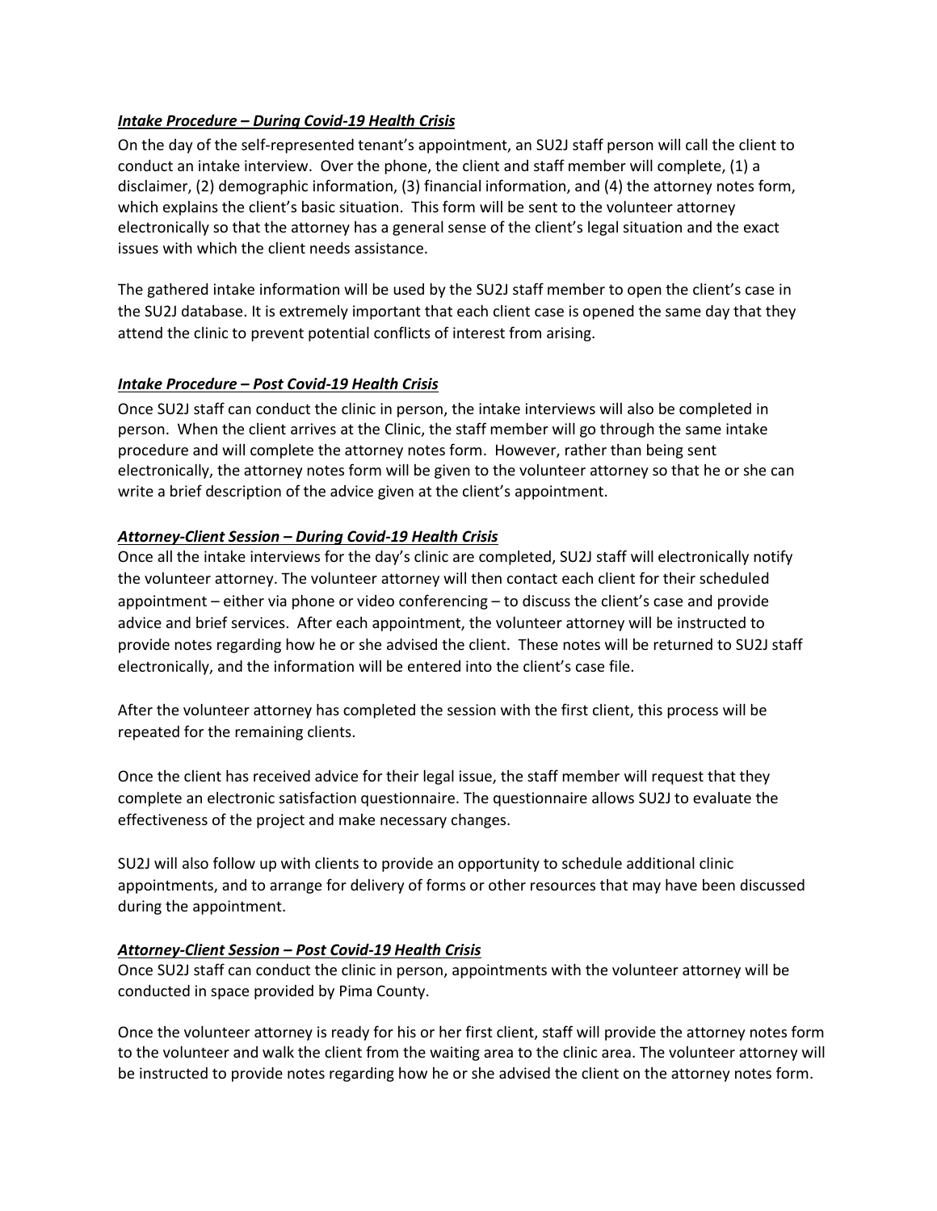***Intake Procedure – During Covid-19 Health Crisis***

On the day of the self-represented tenant's appointment, an SU2J staff person will call the client to conduct an intake interview. Over the phone, the client and staff member will complete, (1) a disclaimer, (2) demographic information, (3) financial information, and (4) the attorney notes form, which explains the client's basic situation. This form will be sent to the volunteer attorney electronically so that the attorney has a general sense of the client's legal situation and the exact issues with which the client needs assistance.

The gathered intake information will be used by the SU2J staff member to open the client's case in the SU2J database. It is extremely important that each client case is opened the same day that they attend the clinic to prevent potential conflicts of interest from arising.

***Intake Procedure – Post Covid-19 Health Crisis***

Once SU2J staff can conduct the clinic in person, the intake interviews will also be completed in person. When the client arrives at the Clinic, the staff member will go through the same intake procedure and will complete the attorney notes form. However, rather than being sent electronically, the attorney notes form will be given to the volunteer attorney so that he or she can write a brief description of the advice given at the client's appointment.

***Attorney-Client Session – During Covid-19 Health Crisis***

Once all the intake interviews for the day's clinic are completed, SU2J staff will electronically notify the volunteer attorney. The volunteer attorney will then contact each client for their scheduled appointment – either via phone or video conferencing – to discuss the client's case and provide advice and brief services. After each appointment, the volunteer attorney will be instructed to provide notes regarding how he or she advised the client. These notes will be returned to SU2J staff electronically, and the information will be entered into the client's case file.

After the volunteer attorney has completed the session with the first client, this process will be repeated for the remaining clients.

Once the client has received advice for their legal issue, the staff member will request that they complete an electronic satisfaction questionnaire. The questionnaire allows SU2J to evaluate the effectiveness of the project and make necessary changes.

SU2J will also follow up with clients to provide an opportunity to schedule additional clinic appointments, and to arrange for delivery of forms or other resources that may have been discussed during the appointment.

***Attorney-Client Session – Post Covid-19 Health Crisis***

Once SU2J staff can conduct the clinic in person, appointments with the volunteer attorney will be conducted in space provided by Pima County.

Once the volunteer attorney is ready for his or her first client, staff will provide the attorney notes form to the volunteer and walk the client from the waiting area to the clinic area. The volunteer attorney will be instructed to provide notes regarding how he or she advised the client on the attorney notes form.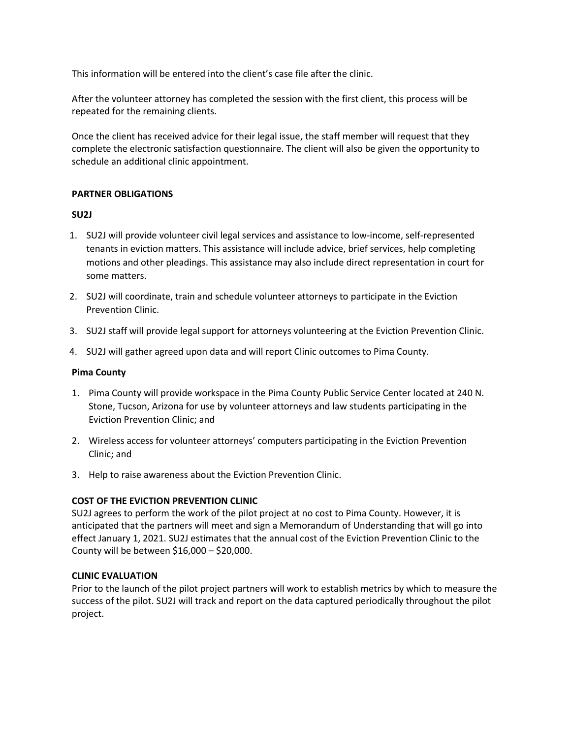This information will be entered into the client's case file after the clinic.

After the volunteer attorney has completed the session with the first client, this process will be repeated for the remaining clients.

Once the client has received advice for their legal issue, the staff member will request that they complete the electronic satisfaction questionnaire. The client will also be given the opportunity to schedule an additional clinic appointment.

**PARTNER OBLIGATIONS**

**SU2J**

1. SU2J will provide volunteer civil legal services and assistance to low-income, self-represented tenants in eviction matters. This assistance will include advice, brief services, help completing motions and other pleadings. This assistance may also include direct representation in court for some matters.
2. SU2J will coordinate, train and schedule volunteer attorneys to participate in the Eviction Prevention Clinic.
3. SU2J staff will provide legal support for attorneys volunteering at the Eviction Prevention Clinic.
4. SU2J will gather agreed upon data and will report Clinic outcomes to Pima County.

**Pima County**

1. Pima County will provide workspace in the Pima County Public Service Center located at 240 N. Stone, Tucson, Arizona for use by volunteer attorneys and law students participating in the Eviction Prevention Clinic; and
2. Wireless access for volunteer attorneys' computers participating in the Eviction Prevention Clinic; and
3. Help to raise awareness about the Eviction Prevention Clinic.

**COST OF THE EVICTION PREVENTION CLINIC**

SU2J agrees to perform the work of the pilot project at no cost to Pima County. However, it is anticipated that the partners will meet and sign a Memorandum of Understanding that will go into effect January 1, 2021. SU2J estimates that the annual cost of the Eviction Prevention Clinic to the County will be between $16,000 – $20,000.

**CLINIC EVALUATION**

Prior to the launch of the pilot project partners will work to establish metrics by which to measure the success of the pilot. SU2J will track and report on the data captured periodically throughout the pilot project.